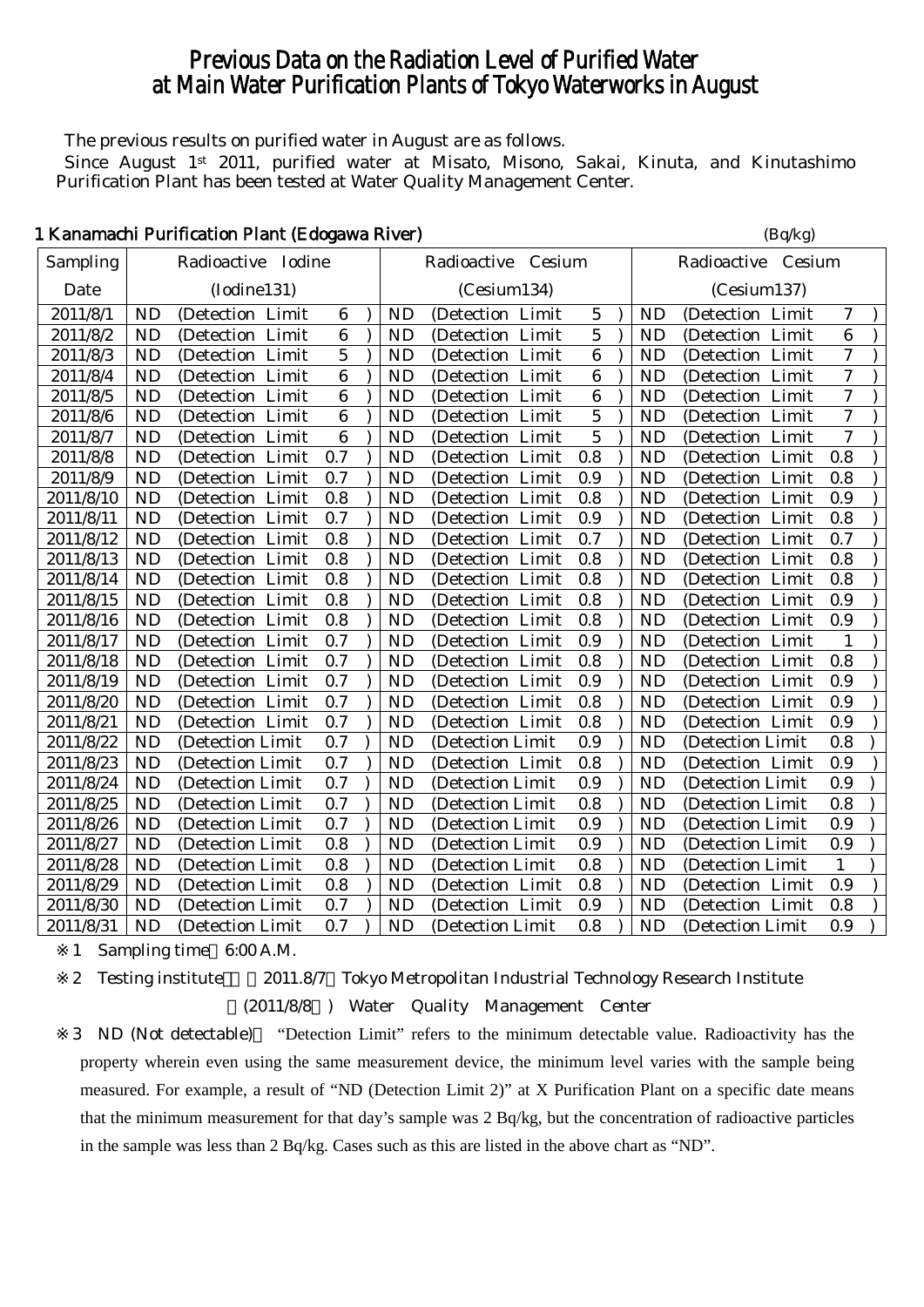# Previous Data on the Radiation Level of Purified Water at Main Water Purification Plants of Tokyo Waterworks in August

The previous results on purified water in August are as follows.

Since August 1st 2011, purified water at Misato, Misono, Sakai, Kinuta, and Kinutashimo Purification Plant has been tested at Water Quality Management Center.

## 1 Kanamachi Purification Plant (Edogawa River)

(Bq/kg)

| Sampling Date | Radioactive Iodine (Iodine131) | Radioactive Cesium (Cesium134) | Radioactive Cesium (Cesium137) |
|---|---|---|---|
| 2011/8/1 | ND (Detection Limit 6 ) | ND (Detection Limit 5 ) | ND (Detection Limit 7 ) |
| 2011/8/2 | ND (Detection Limit 6 ) | ND (Detection Limit 5 ) | ND (Detection Limit 6 ) |
| 2011/8/3 | ND (Detection Limit 5 ) | ND (Detection Limit 6 ) | ND (Detection Limit 7 ) |
| 2011/8/4 | ND (Detection Limit 6 ) | ND (Detection Limit 6 ) | ND (Detection Limit 7 ) |
| 2011/8/5 | ND (Detection Limit 6 ) | ND (Detection Limit 6 ) | ND (Detection Limit 7 ) |
| 2011/8/6 | ND (Detection Limit 6 ) | ND (Detection Limit 5 ) | ND (Detection Limit 7 ) |
| 2011/8/7 | ND (Detection Limit 6 ) | ND (Detection Limit 5 ) | ND (Detection Limit 7 ) |
| 2011/8/8 | ND (Detection Limit 0.7 ) | ND (Detection Limit 0.8 ) | ND (Detection Limit 0.8 ) |
| 2011/8/9 | ND (Detection Limit 0.7 ) | ND (Detection Limit 0.9 ) | ND (Detection Limit 0.8 ) |
| 2011/8/10 | ND (Detection Limit 0.8 ) | ND (Detection Limit 0.8 ) | ND (Detection Limit 0.9 ) |
| 2011/8/11 | ND (Detection Limit 0.7 ) | ND (Detection Limit 0.9 ) | ND (Detection Limit 0.8 ) |
| 2011/8/12 | ND (Detection Limit 0.8 ) | ND (Detection Limit 0.7 ) | ND (Detection Limit 0.7 ) |
| 2011/8/13 | ND (Detection Limit 0.8 ) | ND (Detection Limit 0.8 ) | ND (Detection Limit 0.8 ) |
| 2011/8/14 | ND (Detection Limit 0.8 ) | ND (Detection Limit 0.8 ) | ND (Detection Limit 0.8 ) |
| 2011/8/15 | ND (Detection Limit 0.8 ) | ND (Detection Limit 0.8 ) | ND (Detection Limit 0.9 ) |
| 2011/8/16 | ND (Detection Limit 0.8 ) | ND (Detection Limit 0.8 ) | ND (Detection Limit 0.9 ) |
| 2011/8/17 | ND (Detection Limit 0.7 ) | ND (Detection Limit 0.9 ) | ND (Detection Limit 1 ) |
| 2011/8/18 | ND (Detection Limit 0.7 ) | ND (Detection Limit 0.8 ) | ND (Detection Limit 0.8 ) |
| 2011/8/19 | ND (Detection Limit 0.7 ) | ND (Detection Limit 0.9 ) | ND (Detection Limit 0.9 ) |
| 2011/8/20 | ND (Detection Limit 0.7 ) | ND (Detection Limit 0.8 ) | ND (Detection Limit 0.9 ) |
| 2011/8/21 | ND (Detection Limit 0.7 ) | ND (Detection Limit 0.8 ) | ND (Detection Limit 0.9 ) |
| 2011/8/22 | ND (Detection Limit 0.7 ) | ND (Detection Limit 0.9 ) | ND (Detection Limit 0.8 ) |
| 2011/8/23 | ND (Detection Limit 0.7 ) | ND (Detection Limit 0.8 ) | ND (Detection Limit 0.9 ) |
| 2011/8/24 | ND (Detection Limit 0.7 ) | ND (Detection Limit 0.9 ) | ND (Detection Limit 0.9 ) |
| 2011/8/25 | ND (Detection Limit 0.7 ) | ND (Detection Limit 0.8 ) | ND (Detection Limit 0.8 ) |
| 2011/8/26 | ND (Detection Limit 0.7 ) | ND (Detection Limit 0.9 ) | ND (Detection Limit 0.9 ) |
| 2011/8/27 | ND (Detection Limit 0.8 ) | ND (Detection Limit 0.9 ) | ND (Detection Limit 0.9 ) |
| 2011/8/28 | ND (Detection Limit 0.8 ) | ND (Detection Limit 0.8 ) | ND (Detection Limit 1 ) |
| 2011/8/29 | ND (Detection Limit 0.8 ) | ND (Detection Limit 0.8 ) | ND (Detection Limit 0.9 ) |
| 2011/8/30 | ND (Detection Limit 0.7 ) | ND (Detection Limit 0.9 ) | ND (Detection Limit 0.8 ) |
| 2011/8/31 | ND (Detection Limit 0.7 ) | ND (Detection Limit 0.8 ) | ND (Detection Limit 0.9 ) |

※1 Sampling time 6:00 A.M.

※2 Testing institute ～2011.8/7 Tokyo Metropolitan Industrial Technology Research Institute
(2011/8/8～) Water Quality Management Center

※3 ND (Not detectable) "Detection Limit" refers to the minimum detectable value. Radioactivity has the property wherein even using the same measurement device, the minimum level varies with the sample being measured. For example, a result of "ND (Detection Limit 2)" at X Purification Plant on a specific date means that the minimum measurement for that day's sample was 2 Bq/kg, but the concentration of radioactive particles in the sample was less than 2 Bq/kg. Cases such as this are listed in the above chart as "ND".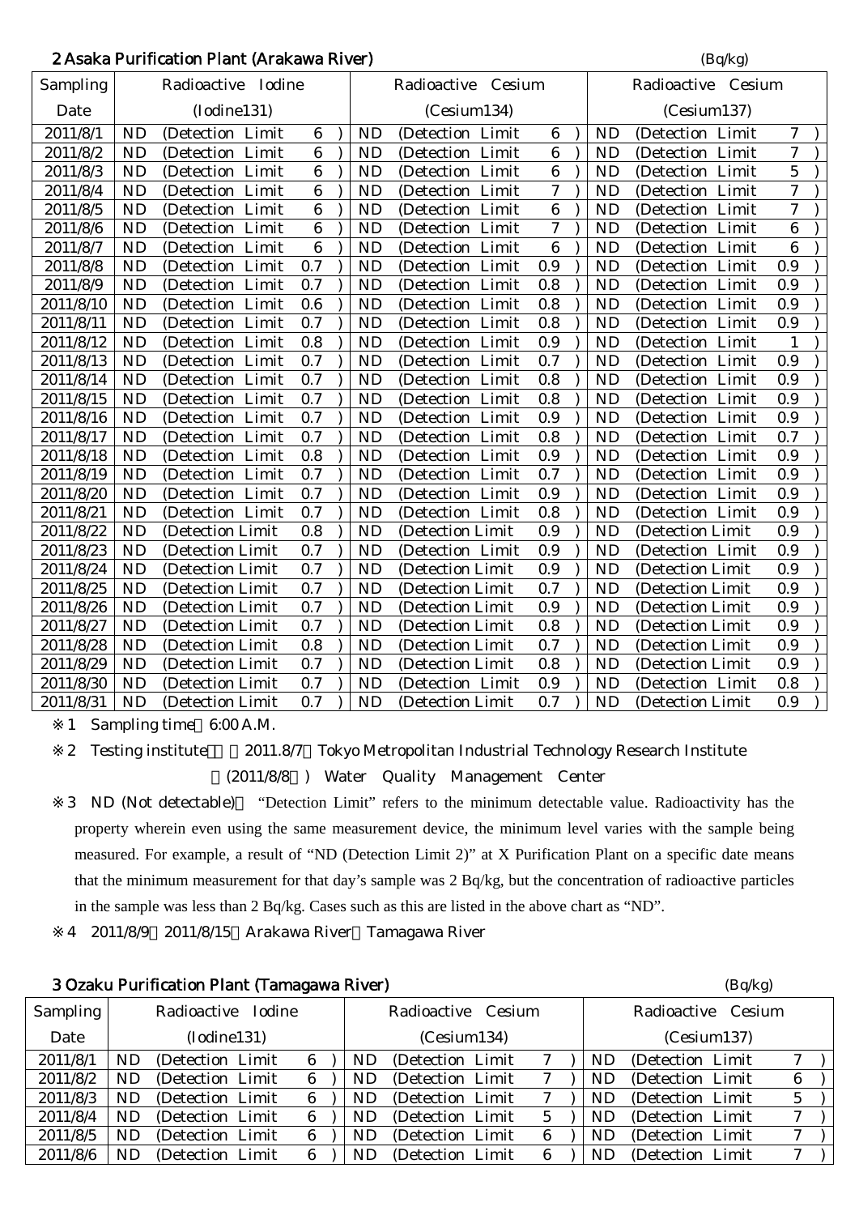## 2 Asaka Purification Plant (Arakawa River)

(Bq/kg)

| Sampling Date | Radioactive Iodine (Iodine131) | Radioactive Cesium (Cesium134) | Radioactive Cesium (Cesium137) |
|---|---|---|---|
| 2011/8/1 | ND (Detection Limit 6 ) | ND (Detection Limit 6 ) | ND (Detection Limit 7 ) |
| 2011/8/2 | ND (Detection Limit 6 ) | ND (Detection Limit 6 ) | ND (Detection Limit 7 ) |
| 2011/8/3 | ND (Detection Limit 6 ) | ND (Detection Limit 6 ) | ND (Detection Limit 5 ) |
| 2011/8/4 | ND (Detection Limit 6 ) | ND (Detection Limit 7 ) | ND (Detection Limit 7 ) |
| 2011/8/5 | ND (Detection Limit 6 ) | ND (Detection Limit 6 ) | ND (Detection Limit 7 ) |
| 2011/8/6 | ND (Detection Limit 6 ) | ND (Detection Limit 7 ) | ND (Detection Limit 6 ) |
| 2011/8/7 | ND (Detection Limit 6 ) | ND (Detection Limit 6 ) | ND (Detection Limit 6 ) |
| 2011/8/8 | ND (Detection Limit 0.7 ) | ND (Detection Limit 0.9 ) | ND (Detection Limit 0.9 ) |
| 2011/8/9 | ND (Detection Limit 0.7 ) | ND (Detection Limit 0.8 ) | ND (Detection Limit 0.9 ) |
| 2011/8/10 | ND (Detection Limit 0.6 ) | ND (Detection Limit 0.8 ) | ND (Detection Limit 0.9 ) |
| 2011/8/11 | ND (Detection Limit 0.7 ) | ND (Detection Limit 0.8 ) | ND (Detection Limit 0.9 ) |
| 2011/8/12 | ND (Detection Limit 0.8 ) | ND (Detection Limit 0.9 ) | ND (Detection Limit 1 ) |
| 2011/8/13 | ND (Detection Limit 0.7 ) | ND (Detection Limit 0.7 ) | ND (Detection Limit 0.9 ) |
| 2011/8/14 | ND (Detection Limit 0.7 ) | ND (Detection Limit 0.8 ) | ND (Detection Limit 0.9 ) |
| 2011/8/15 | ND (Detection Limit 0.7 ) | ND (Detection Limit 0.8 ) | ND (Detection Limit 0.9 ) |
| 2011/8/16 | ND (Detection Limit 0.7 ) | ND (Detection Limit 0.9 ) | ND (Detection Limit 0.9 ) |
| 2011/8/17 | ND (Detection Limit 0.7 ) | ND (Detection Limit 0.8 ) | ND (Detection Limit 0.7 ) |
| 2011/8/18 | ND (Detection Limit 0.8 ) | ND (Detection Limit 0.9 ) | ND (Detection Limit 0.9 ) |
| 2011/8/19 | ND (Detection Limit 0.7 ) | ND (Detection Limit 0.7 ) | ND (Detection Limit 0.9 ) |
| 2011/8/20 | ND (Detection Limit 0.7 ) | ND (Detection Limit 0.9 ) | ND (Detection Limit 0.9 ) |
| 2011/8/21 | ND (Detection Limit 0.7 ) | ND (Detection Limit 0.8 ) | ND (Detection Limit 0.9 ) |
| 2011/8/22 | ND (Detection Limit 0.8 ) | ND (Detection Limit 0.9 ) | ND (Detection Limit 0.9 ) |
| 2011/8/23 | ND (Detection Limit 0.7 ) | ND (Detection Limit 0.9 ) | ND (Detection Limit 0.9 ) |
| 2011/8/24 | ND (Detection Limit 0.7 ) | ND (Detection Limit 0.9 ) | ND (Detection Limit 0.9 ) |
| 2011/8/25 | ND (Detection Limit 0.7 ) | ND (Detection Limit 0.7 ) | ND (Detection Limit 0.9 ) |
| 2011/8/26 | ND (Detection Limit 0.7 ) | ND (Detection Limit 0.9 ) | ND (Detection Limit 0.9 ) |
| 2011/8/27 | ND (Detection Limit 0.7 ) | ND (Detection Limit 0.8 ) | ND (Detection Limit 0.9 ) |
| 2011/8/28 | ND (Detection Limit 0.8 ) | ND (Detection Limit 0.7 ) | ND (Detection Limit 0.9 ) |
| 2011/8/29 | ND (Detection Limit 0.7 ) | ND (Detection Limit 0.8 ) | ND (Detection Limit 0.9 ) |
| 2011/8/30 | ND (Detection Limit 0.7 ) | ND (Detection Limit 0.9 ) | ND (Detection Limit 0.8 ) |
| 2011/8/31 | ND (Detection Limit 0.7 ) | ND (Detection Limit 0.7 ) | ND (Detection Limit 0.9 ) |

※1 Sampling time 6:00 A.M.

※2 Testing institute ～2011.8/7 Tokyo Metropolitan Industrial Technology Research Institute
(2011/8/8～) Water Quality Management Center

※3 ND (Not detectable): "Detection Limit" refers to the minimum detectable value. Radioactivity has the property wherein even using the same measurement device, the minimum level varies with the sample being measured. For example, a result of "ND (Detection Limit 2)" at X Purification Plant on a specific date means that the minimum measurement for that day's sample was 2 Bq/kg, but the concentration of radioactive particles in the sample was less than 2 Bq/kg. Cases such as this are listed in the above chart as "ND".

※4 2011/8/9～2011/8/15 Arakawa River→Tamagawa River

## 3 Ozaku Purification Plant (Tamagawa River)

(Bq/kg)

| Sampling Date | Radioactive Iodine (Iodine131) | Radioactive Cesium (Cesium134) | Radioactive Cesium (Cesium137) |
|---|---|---|---|
| 2011/8/1 | ND (Detection Limit 6 ) | ND (Detection Limit 7 ) | ND (Detection Limit 7 ) |
| 2011/8/2 | ND (Detection Limit 6 ) | ND (Detection Limit 7 ) | ND (Detection Limit 6 ) |
| 2011/8/3 | ND (Detection Limit 6 ) | ND (Detection Limit 7 ) | ND (Detection Limit 5 ) |
| 2011/8/4 | ND (Detection Limit 6 ) | ND (Detection Limit 5 ) | ND (Detection Limit 7 ) |
| 2011/8/5 | ND (Detection Limit 6 ) | ND (Detection Limit 6 ) | ND (Detection Limit 7 ) |
| 2011/8/6 | ND (Detection Limit 6 ) | ND (Detection Limit 6 ) | ND (Detection Limit 7 ) |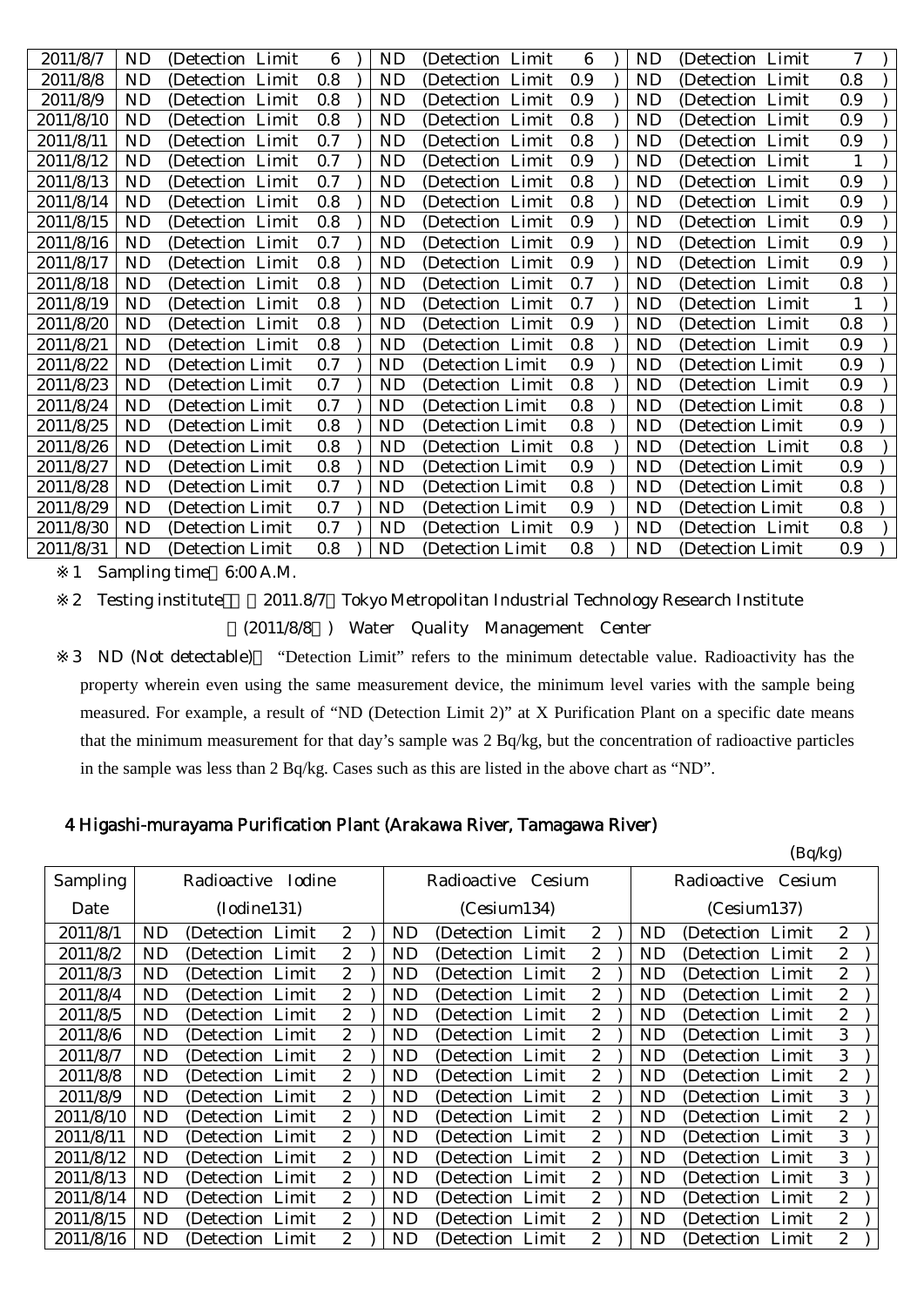| 2011/8/7 | ND (Detection Limit 6 ) | ND (Detection Limit 6 ) | ND (Detection Limit 7 ) |
|---|---|---|---|
| 2011/8/8 | ND (Detection Limit 0.8 ) | ND (Detection Limit 0.9 ) | ND (Detection Limit 0.8 ) |
| 2011/8/9 | ND (Detection Limit 0.8 ) | ND (Detection Limit 0.9 ) | ND (Detection Limit 0.9 ) |
| 2011/8/10 | ND (Detection Limit 0.8 ) | ND (Detection Limit 0.8 ) | ND (Detection Limit 0.9 ) |
| 2011/8/11 | ND (Detection Limit 0.7 ) | ND (Detection Limit 0.8 ) | ND (Detection Limit 0.9 ) |
| 2011/8/12 | ND (Detection Limit 0.7 ) | ND (Detection Limit 0.9 ) | ND (Detection Limit 1 ) |
| 2011/8/13 | ND (Detection Limit 0.7 ) | ND (Detection Limit 0.8 ) | ND (Detection Limit 0.9 ) |
| 2011/8/14 | ND (Detection Limit 0.8 ) | ND (Detection Limit 0.8 ) | ND (Detection Limit 0.9 ) |
| 2011/8/15 | ND (Detection Limit 0.8 ) | ND (Detection Limit 0.9 ) | ND (Detection Limit 0.9 ) |
| 2011/8/16 | ND (Detection Limit 0.7 ) | ND (Detection Limit 0.9 ) | ND (Detection Limit 0.9 ) |
| 2011/8/17 | ND (Detection Limit 0.8 ) | ND (Detection Limit 0.9 ) | ND (Detection Limit 0.9 ) |
| 2011/8/18 | ND (Detection Limit 0.8 ) | ND (Detection Limit 0.7 ) | ND (Detection Limit 0.8 ) |
| 2011/8/19 | ND (Detection Limit 0.8 ) | ND (Detection Limit 0.7 ) | ND (Detection Limit 1 ) |
| 2011/8/20 | ND (Detection Limit 0.8 ) | ND (Detection Limit 0.9 ) | ND (Detection Limit 0.8 ) |
| 2011/8/21 | ND (Detection Limit 0.8 ) | ND (Detection Limit 0.8 ) | ND (Detection Limit 0.9 ) |
| 2011/8/22 | ND (Detection Limit 0.7 ) | ND (Detection Limit 0.9 ) | ND (Detection Limit 0.9 ) |
| 2011/8/23 | ND (Detection Limit 0.7 ) | ND (Detection Limit 0.8 ) | ND (Detection Limit 0.9 ) |
| 2011/8/24 | ND (Detection Limit 0.7 ) | ND (Detection Limit 0.8 ) | ND (Detection Limit 0.8 ) |
| 2011/8/25 | ND (Detection Limit 0.8 ) | ND (Detection Limit 0.8 ) | ND (Detection Limit 0.9 ) |
| 2011/8/26 | ND (Detection Limit 0.8 ) | ND (Detection Limit 0.8 ) | ND (Detection Limit 0.8 ) |
| 2011/8/27 | ND (Detection Limit 0.8 ) | ND (Detection Limit 0.9 ) | ND (Detection Limit 0.9 ) |
| 2011/8/28 | ND (Detection Limit 0.7 ) | ND (Detection Limit 0.8 ) | ND (Detection Limit 0.8 ) |
| 2011/8/29 | ND (Detection Limit 0.7 ) | ND (Detection Limit 0.9 ) | ND (Detection Limit 0.8 ) |
| 2011/8/30 | ND (Detection Limit 0.7 ) | ND (Detection Limit 0.9 ) | ND (Detection Limit 0.8 ) |
| 2011/8/31 | ND (Detection Limit 0.8 ) | ND (Detection Limit 0.8 ) | ND (Detection Limit 0.9 ) |

※1 Sampling time 6:00 A.M.

※2 Testing institute ～2011.8/7 Tokyo Metropolitan Industrial Technology Research Institute

(2011/8/8～) Water Quality Management Center

※3 ND (Not detectable): "Detection Limit" refers to the minimum detectable value. Radioactivity has the property wherein even using the same measurement device, the minimum level varies with the sample being measured. For example, a result of "ND (Detection Limit 2)" at X Purification Plant on a specific date means that the minimum measurement for that day's sample was 2 Bq/kg, but the concentration of radioactive particles in the sample was less than 2 Bq/kg. Cases such as this are listed in the above chart as "ND".

## 4 Higashi-murayama Purification Plant (Arakawa River, Tamagawa River)

(Bq/kg)

| Sampling Date | Radioactive Iodine (Iodine131) | Radioactive Cesium (Cesium134) | Radioactive Cesium (Cesium137) |
|---|---|---|---|
| 2011/8/1 | ND (Detection Limit 2 ) | ND (Detection Limit 2 ) | ND (Detection Limit 2 ) |
| 2011/8/2 | ND (Detection Limit 2 ) | ND (Detection Limit 2 ) | ND (Detection Limit 2 ) |
| 2011/8/3 | ND (Detection Limit 2 ) | ND (Detection Limit 2 ) | ND (Detection Limit 2 ) |
| 2011/8/4 | ND (Detection Limit 2 ) | ND (Detection Limit 2 ) | ND (Detection Limit 2 ) |
| 2011/8/5 | ND (Detection Limit 2 ) | ND (Detection Limit 2 ) | ND (Detection Limit 2 ) |
| 2011/8/6 | ND (Detection Limit 2 ) | ND (Detection Limit 2 ) | ND (Detection Limit 3 ) |
| 2011/8/7 | ND (Detection Limit 2 ) | ND (Detection Limit 2 ) | ND (Detection Limit 3 ) |
| 2011/8/8 | ND (Detection Limit 2 ) | ND (Detection Limit 2 ) | ND (Detection Limit 2 ) |
| 2011/8/9 | ND (Detection Limit 2 ) | ND (Detection Limit 2 ) | ND (Detection Limit 3 ) |
| 2011/8/10 | ND (Detection Limit 2 ) | ND (Detection Limit 2 ) | ND (Detection Limit 2 ) |
| 2011/8/11 | ND (Detection Limit 2 ) | ND (Detection Limit 2 ) | ND (Detection Limit 3 ) |
| 2011/8/12 | ND (Detection Limit 2 ) | ND (Detection Limit 2 ) | ND (Detection Limit 3 ) |
| 2011/8/13 | ND (Detection Limit 2 ) | ND (Detection Limit 2 ) | ND (Detection Limit 3 ) |
| 2011/8/14 | ND (Detection Limit 2 ) | ND (Detection Limit 2 ) | ND (Detection Limit 2 ) |
| 2011/8/15 | ND (Detection Limit 2 ) | ND (Detection Limit 2 ) | ND (Detection Limit 2 ) |
| 2011/8/16 | ND (Detection Limit 2 ) | ND (Detection Limit 2 ) | ND (Detection Limit 2 ) |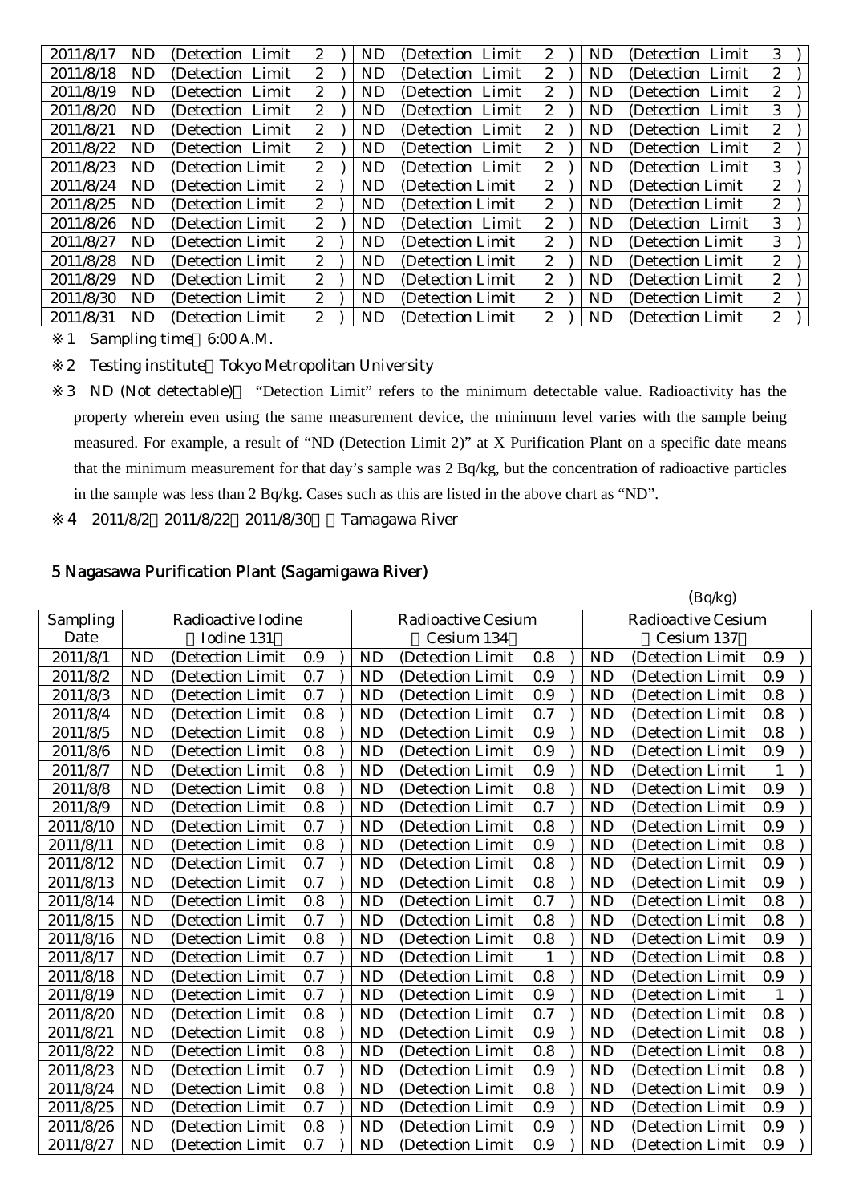| 2011/8/17 | ND | (Detection Limit | 2 | ) | ND | (Detection Limit | 2 | ) | ND | (Detection Limit | 3 | ) |
|---|---|---|---|---|---|---|---|---|---|---|---|---|
| 2011/8/18 | ND | (Detection Limit | 2 | ) | ND | (Detection Limit | 2 | ) | ND | (Detection Limit | 2 | ) |
| 2011/8/19 | ND | (Detection Limit | 2 | ) | ND | (Detection Limit | 2 | ) | ND | (Detection Limit | 2 | ) |
| 2011/8/20 | ND | (Detection Limit | 2 | ) | ND | (Detection Limit | 2 | ) | ND | (Detection Limit | 3 | ) |
| 2011/8/21 | ND | (Detection Limit | 2 | ) | ND | (Detection Limit | 2 | ) | ND | (Detection Limit | 2 | ) |
| 2011/8/22 | ND | (Detection Limit | 2 | ) | ND | (Detection Limit | 2 | ) | ND | (Detection Limit | 2 | ) |
| 2011/8/23 | ND | (Detection Limit | 2 | ) | ND | (Detection Limit | 2 | ) | ND | (Detection Limit | 3 | ) |
| 2011/8/24 | ND | (Detection Limit | 2 | ) | ND | (Detection Limit | 2 | ) | ND | (Detection Limit | 2 | ) |
| 2011/8/25 | ND | (Detection Limit | 2 | ) | ND | (Detection Limit | 2 | ) | ND | (Detection Limit | 2 | ) |
| 2011/8/26 | ND | (Detection Limit | 2 | ) | ND | (Detection Limit | 2 | ) | ND | (Detection Limit | 3 | ) |
| 2011/8/27 | ND | (Detection Limit | 2 | ) | ND | (Detection Limit | 2 | ) | ND | (Detection Limit | 3 | ) |
| 2011/8/28 | ND | (Detection Limit | 2 | ) | ND | (Detection Limit | 2 | ) | ND | (Detection Limit | 2 | ) |
| 2011/8/29 | ND | (Detection Limit | 2 | ) | ND | (Detection Limit | 2 | ) | ND | (Detection Limit | 2 | ) |
| 2011/8/30 | ND | (Detection Limit | 2 | ) | ND | (Detection Limit | 2 | ) | ND | (Detection Limit | 2 | ) |
| 2011/8/31 | ND | (Detection Limit | 2 | ) | ND | (Detection Limit | 2 | ) | ND | (Detection Limit | 2 | ) |

※1 Sampling time 6:00 A.M.

※2 Testing institute Tokyo Metropolitan University

※3 ND (Not detectable) "Detection Limit" refers to the minimum detectable value. Radioactivity has the property wherein even using the same measurement device, the minimum level varies with the sample being measured. For example, a result of "ND (Detection Limit 2)" at X Purification Plant on a specific date means that the minimum measurement for that day's sample was 2 Bq/kg, but the concentration of radioactive particles in the sample was less than 2 Bq/kg. Cases such as this are listed in the above chart as "ND".

※4 2011/8/2 2011/8/22 2011/8/30 Tamagawa River

## 5 Nagasawa Purification Plant (Sagamigawa River)

(Bq/kg)

| Sampling Date | Radioactive Iodine (Iodine 131) | | | | Radioactive Cesium (Cesium 134) | | | | Radioactive Cesium (Cesium 137) | | | |
|---|---|---|---|---|---|---|---|---|---|---|---|---|
| 2011/8/1 | ND | (Detection Limit | 0.9 | ) | ND | (Detection Limit | 0.8 | ) | ND | (Detection Limit | 0.9 | ) |
| 2011/8/2 | ND | (Detection Limit | 0.7 | ) | ND | (Detection Limit | 0.9 | ) | ND | (Detection Limit | 0.9 | ) |
| 2011/8/3 | ND | (Detection Limit | 0.7 | ) | ND | (Detection Limit | 0.9 | ) | ND | (Detection Limit | 0.8 | ) |
| 2011/8/4 | ND | (Detection Limit | 0.8 | ) | ND | (Detection Limit | 0.7 | ) | ND | (Detection Limit | 0.8 | ) |
| 2011/8/5 | ND | (Detection Limit | 0.8 | ) | ND | (Detection Limit | 0.9 | ) | ND | (Detection Limit | 0.8 | ) |
| 2011/8/6 | ND | (Detection Limit | 0.8 | ) | ND | (Detection Limit | 0.9 | ) | ND | (Detection Limit | 0.9 | ) |
| 2011/8/7 | ND | (Detection Limit | 0.8 | ) | ND | (Detection Limit | 0.9 | ) | ND | (Detection Limit | 1 | ) |
| 2011/8/8 | ND | (Detection Limit | 0.8 | ) | ND | (Detection Limit | 0.8 | ) | ND | (Detection Limit | 0.9 | ) |
| 2011/8/9 | ND | (Detection Limit | 0.8 | ) | ND | (Detection Limit | 0.7 | ) | ND | (Detection Limit | 0.9 | ) |
| 2011/8/10 | ND | (Detection Limit | 0.7 | ) | ND | (Detection Limit | 0.8 | ) | ND | (Detection Limit | 0.9 | ) |
| 2011/8/11 | ND | (Detection Limit | 0.8 | ) | ND | (Detection Limit | 0.9 | ) | ND | (Detection Limit | 0.8 | ) |
| 2011/8/12 | ND | (Detection Limit | 0.7 | ) | ND | (Detection Limit | 0.8 | ) | ND | (Detection Limit | 0.9 | ) |
| 2011/8/13 | ND | (Detection Limit | 0.7 | ) | ND | (Detection Limit | 0.8 | ) | ND | (Detection Limit | 0.9 | ) |
| 2011/8/14 | ND | (Detection Limit | 0.8 | ) | ND | (Detection Limit | 0.7 | ) | ND | (Detection Limit | 0.8 | ) |
| 2011/8/15 | ND | (Detection Limit | 0.7 | ) | ND | (Detection Limit | 0.8 | ) | ND | (Detection Limit | 0.8 | ) |
| 2011/8/16 | ND | (Detection Limit | 0.8 | ) | ND | (Detection Limit | 0.8 | ) | ND | (Detection Limit | 0.9 | ) |
| 2011/8/17 | ND | (Detection Limit | 0.7 | ) | ND | (Detection Limit | 1 | ) | ND | (Detection Limit | 0.8 | ) |
| 2011/8/18 | ND | (Detection Limit | 0.7 | ) | ND | (Detection Limit | 0.8 | ) | ND | (Detection Limit | 0.9 | ) |
| 2011/8/19 | ND | (Detection Limit | 0.7 | ) | ND | (Detection Limit | 0.9 | ) | ND | (Detection Limit | 1 | ) |
| 2011/8/20 | ND | (Detection Limit | 0.8 | ) | ND | (Detection Limit | 0.7 | ) | ND | (Detection Limit | 0.8 | ) |
| 2011/8/21 | ND | (Detection Limit | 0.8 | ) | ND | (Detection Limit | 0.9 | ) | ND | (Detection Limit | 0.8 | ) |
| 2011/8/22 | ND | (Detection Limit | 0.8 | ) | ND | (Detection Limit | 0.8 | ) | ND | (Detection Limit | 0.8 | ) |
| 2011/8/23 | ND | (Detection Limit | 0.7 | ) | ND | (Detection Limit | 0.9 | ) | ND | (Detection Limit | 0.8 | ) |
| 2011/8/24 | ND | (Detection Limit | 0.8 | ) | ND | (Detection Limit | 0.8 | ) | ND | (Detection Limit | 0.9 | ) |
| 2011/8/25 | ND | (Detection Limit | 0.7 | ) | ND | (Detection Limit | 0.9 | ) | ND | (Detection Limit | 0.9 | ) |
| 2011/8/26 | ND | (Detection Limit | 0.8 | ) | ND | (Detection Limit | 0.9 | ) | ND | (Detection Limit | 0.9 | ) |
| 2011/8/27 | ND | (Detection Limit | 0.7 | ) | ND | (Detection Limit | 0.9 | ) | ND | (Detection Limit | 0.9 | ) |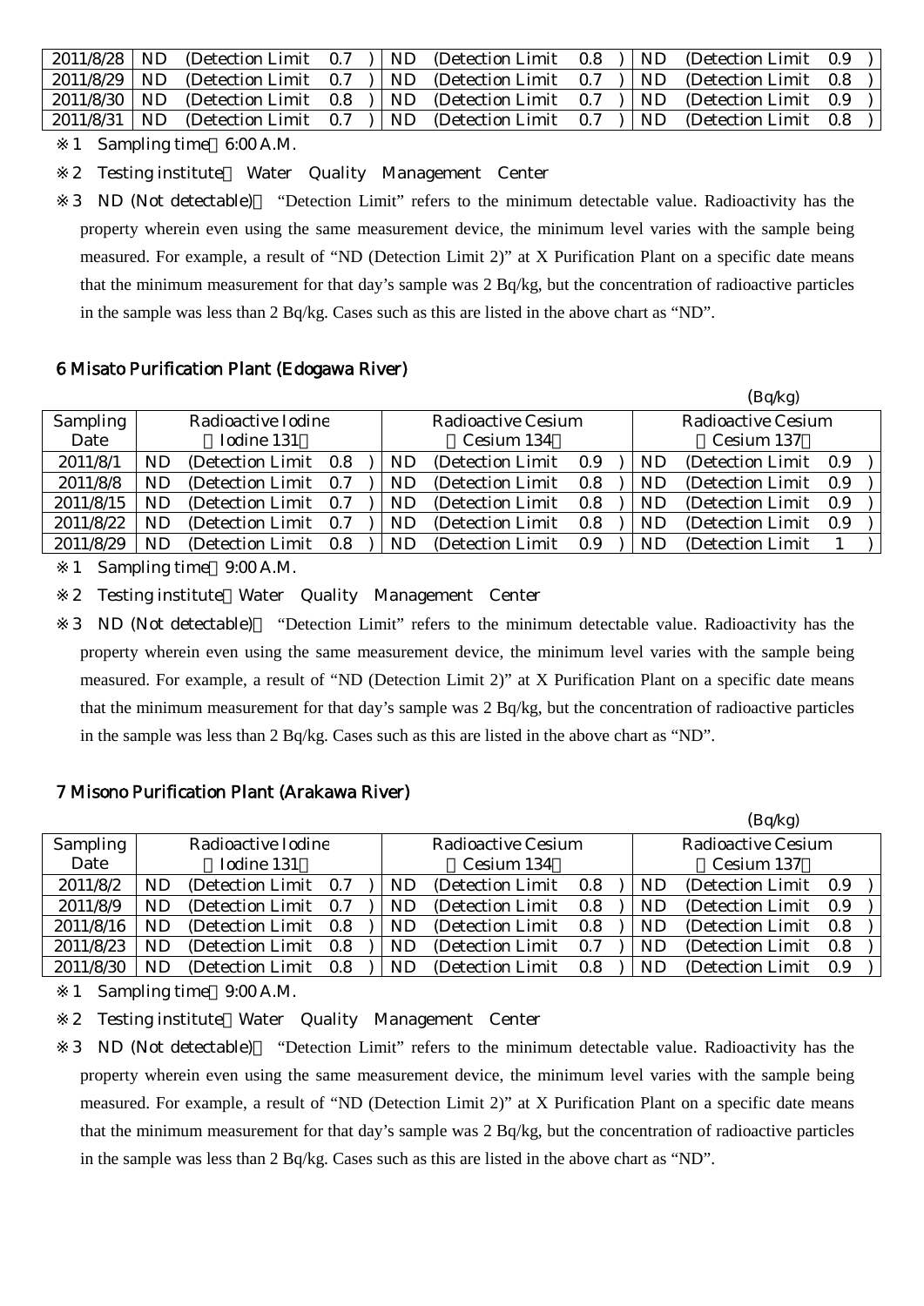| | | | |
|---|---|---|---|
| 2011/8/28 | ND (Detection Limit 0.7 ) | ND (Detection Limit 0.8 ) | ND (Detection Limit 0.9 ) |
| 2011/8/29 | ND (Detection Limit 0.7 ) | ND (Detection Limit 0.7 ) | ND (Detection Limit 0.8 ) |
| 2011/8/30 | ND (Detection Limit 0.8 ) | ND (Detection Limit 0.7 ) | ND (Detection Limit 0.9 ) |
| 2011/8/31 | ND (Detection Limit 0.7 ) | ND (Detection Limit 0.7 ) | ND (Detection Limit 0.8 ) |

※1 Sampling time 6:00 A.M.

※2 Testing institute Water Quality Management Center

※3 ND (Not detectable) "Detection Limit" refers to the minimum detectable value. Radioactivity has the property wherein even using the same measurement device, the minimum level varies with the sample being measured. For example, a result of "ND (Detection Limit 2)" at X Purification Plant on a specific date means that the minimum measurement for that day's sample was 2 Bq/kg, but the concentration of radioactive particles in the sample was less than 2 Bq/kg. Cases such as this are listed in the above chart as "ND".

## 6 Misato Purification Plant (Edogawa River)

(Bq/kg)

| Sampling Date | Radioactive Iodine (Iodine 131) | Radioactive Cesium (Cesium 134) | Radioactive Cesium (Cesium 137) |
|---|---|---|---|
| 2011/8/1 | ND (Detection Limit 0.8 ) | ND (Detection Limit 0.9 ) | ND (Detection Limit 0.9 ) |
| 2011/8/8 | ND (Detection Limit 0.7 ) | ND (Detection Limit 0.8 ) | ND (Detection Limit 0.9 ) |
| 2011/8/15 | ND (Detection Limit 0.7 ) | ND (Detection Limit 0.8 ) | ND (Detection Limit 0.9 ) |
| 2011/8/22 | ND (Detection Limit 0.7 ) | ND (Detection Limit 0.8 ) | ND (Detection Limit 0.9 ) |
| 2011/8/29 | ND (Detection Limit 0.8 ) | ND (Detection Limit 0.9 ) | ND (Detection Limit 1 ) |

※1 Sampling time 9:00 A.M.

※2 Testing institute Water Quality Management Center

※3 ND (Not detectable) "Detection Limit" refers to the minimum detectable value. Radioactivity has the property wherein even using the same measurement device, the minimum level varies with the sample being measured. For example, a result of "ND (Detection Limit 2)" at X Purification Plant on a specific date means that the minimum measurement for that day's sample was 2 Bq/kg, but the concentration of radioactive particles in the sample was less than 2 Bq/kg. Cases such as this are listed in the above chart as "ND".

## 7 Misono Purification Plant (Arakawa River)

(Bq/kg)

| Sampling Date | Radioactive Iodine (Iodine 131) | Radioactive Cesium (Cesium 134) | Radioactive Cesium (Cesium 137) |
|---|---|---|---|
| 2011/8/2 | ND (Detection Limit 0.7 ) | ND (Detection Limit 0.8 ) | ND (Detection Limit 0.9 ) |
| 2011/8/9 | ND (Detection Limit 0.7 ) | ND (Detection Limit 0.8 ) | ND (Detection Limit 0.9 ) |
| 2011/8/16 | ND (Detection Limit 0.8 ) | ND (Detection Limit 0.8 ) | ND (Detection Limit 0.8 ) |
| 2011/8/23 | ND (Detection Limit 0.8 ) | ND (Detection Limit 0.7 ) | ND (Detection Limit 0.8 ) |
| 2011/8/30 | ND (Detection Limit 0.8 ) | ND (Detection Limit 0.8 ) | ND (Detection Limit 0.9 ) |

※1 Sampling time 9:00 A.M.

※2 Testing institute Water Quality Management Center

※3 ND (Not detectable) "Detection Limit" refers to the minimum detectable value. Radioactivity has the property wherein even using the same measurement device, the minimum level varies with the sample being measured. For example, a result of "ND (Detection Limit 2)" at X Purification Plant on a specific date means that the minimum measurement for that day's sample was 2 Bq/kg, but the concentration of radioactive particles in the sample was less than 2 Bq/kg. Cases such as this are listed in the above chart as "ND".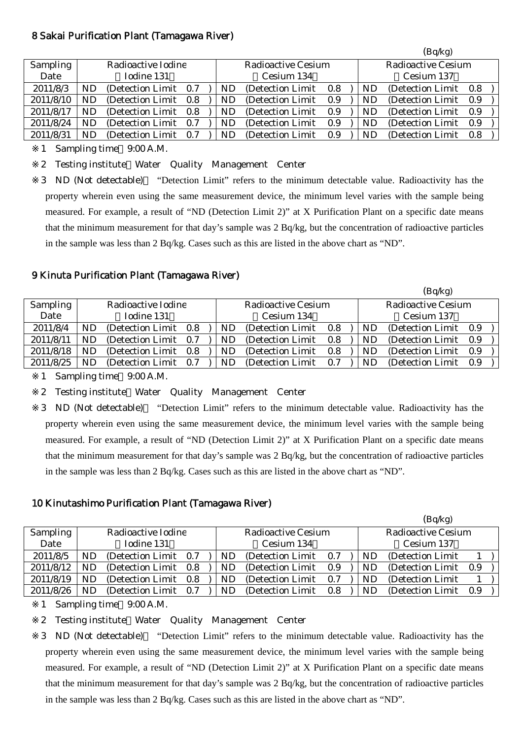## 8 Sakai Purification Plant (Tamagawa River)

(Bq/kg)

| Sampling Date | Radioactive Iodine (Iodine 131) | Radioactive Cesium (Cesium 134) | Radioactive Cesium (Cesium 137) |
|---|---|---|---|
| 2011/8/3 | ND (Detection Limit 0.7) | ND (Detection Limit 0.8) | ND (Detection Limit 0.8) |
| 2011/8/10 | ND (Detection Limit 0.8) | ND (Detection Limit 0.9) | ND (Detection Limit 0.9) |
| 2011/8/17 | ND (Detection Limit 0.8) | ND (Detection Limit 0.9) | ND (Detection Limit 0.9) |
| 2011/8/24 | ND (Detection Limit 0.7) | ND (Detection Limit 0.9) | ND (Detection Limit 0.9) |
| 2011/8/31 | ND (Detection Limit 0.7) | ND (Detection Limit 0.9) | ND (Detection Limit 0.8) |

※1 Sampling time 9:00 A.M.

※2 Testing institute Water Quality Management Center

※3 ND (Not detectable) "Detection Limit" refers to the minimum detectable value. Radioactivity has the property wherein even using the same measurement device, the minimum level varies with the sample being measured. For example, a result of "ND (Detection Limit 2)" at X Purification Plant on a specific date means that the minimum measurement for that day's sample was 2 Bq/kg, but the concentration of radioactive particles in the sample was less than 2 Bq/kg. Cases such as this are listed in the above chart as "ND".

## 9 Kinuta Purification Plant (Tamagawa River)

(Bq/kg)

| Sampling Date | Radioactive Iodine (Iodine 131) | Radioactive Cesium (Cesium 134) | Radioactive Cesium (Cesium 137) |
|---|---|---|---|
| 2011/8/4 | ND (Detection Limit 0.8) | ND (Detection Limit 0.8) | ND (Detection Limit 0.9) |
| 2011/8/11 | ND (Detection Limit 0.7) | ND (Detection Limit 0.8) | ND (Detection Limit 0.9) |
| 2011/8/18 | ND (Detection Limit 0.8) | ND (Detection Limit 0.8) | ND (Detection Limit 0.9) |
| 2011/8/25 | ND (Detection Limit 0.7) | ND (Detection Limit 0.7) | ND (Detection Limit 0.9) |

※1 Sampling time 9:00 A.M.

※2 Testing institute Water Quality Management Center

※3 ND (Not detectable) "Detection Limit" refers to the minimum detectable value. Radioactivity has the property wherein even using the same measurement device, the minimum level varies with the sample being measured. For example, a result of "ND (Detection Limit 2)" at X Purification Plant on a specific date means that the minimum measurement for that day's sample was 2 Bq/kg, but the concentration of radioactive particles in the sample was less than 2 Bq/kg. Cases such as this are listed in the above chart as "ND".

## 10 Kinutashimo Purification Plant (Tamagawa River)

(Bq/kg)

| Sampling Date | Radioactive Iodine (Iodine 131) | Radioactive Cesium (Cesium 134) | Radioactive Cesium (Cesium 137) |
|---|---|---|---|
| 2011/8/5 | ND (Detection Limit 0.7) | ND (Detection Limit 0.7) | ND (Detection Limit 1) |
| 2011/8/12 | ND (Detection Limit 0.8) | ND (Detection Limit 0.9) | ND (Detection Limit 0.9) |
| 2011/8/19 | ND (Detection Limit 0.8) | ND (Detection Limit 0.7) | ND (Detection Limit 1) |
| 2011/8/26 | ND (Detection Limit 0.7) | ND (Detection Limit 0.8) | ND (Detection Limit 0.9) |

※1 Sampling time 9:00 A.M.

※2 Testing institute Water Quality Management Center

※3 ND (Not detectable) "Detection Limit" refers to the minimum detectable value. Radioactivity has the property wherein even using the same measurement device, the minimum level varies with the sample being measured. For example, a result of "ND (Detection Limit 2)" at X Purification Plant on a specific date means that the minimum measurement for that day's sample was 2 Bq/kg, but the concentration of radioactive particles in the sample was less than 2 Bq/kg. Cases such as this are listed in the above chart as "ND".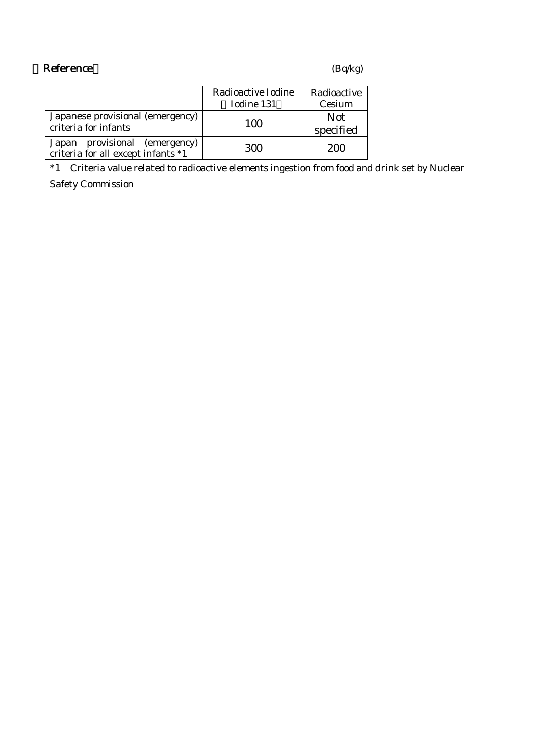【Reference】 (Bq/kg)

| | Radioactive Iodine （Iodine 131） | Radioactive Cesium |
|---|---|---|
| Japanese provisional (emergency) criteria for infants | 100 | Not specified |
| Japan provisional (emergency) criteria for all except infants *1 | 300 | 200 |

*1 Criteria value related to radioactive elements ingestion from food and drink set by Nuclear Safety Commission